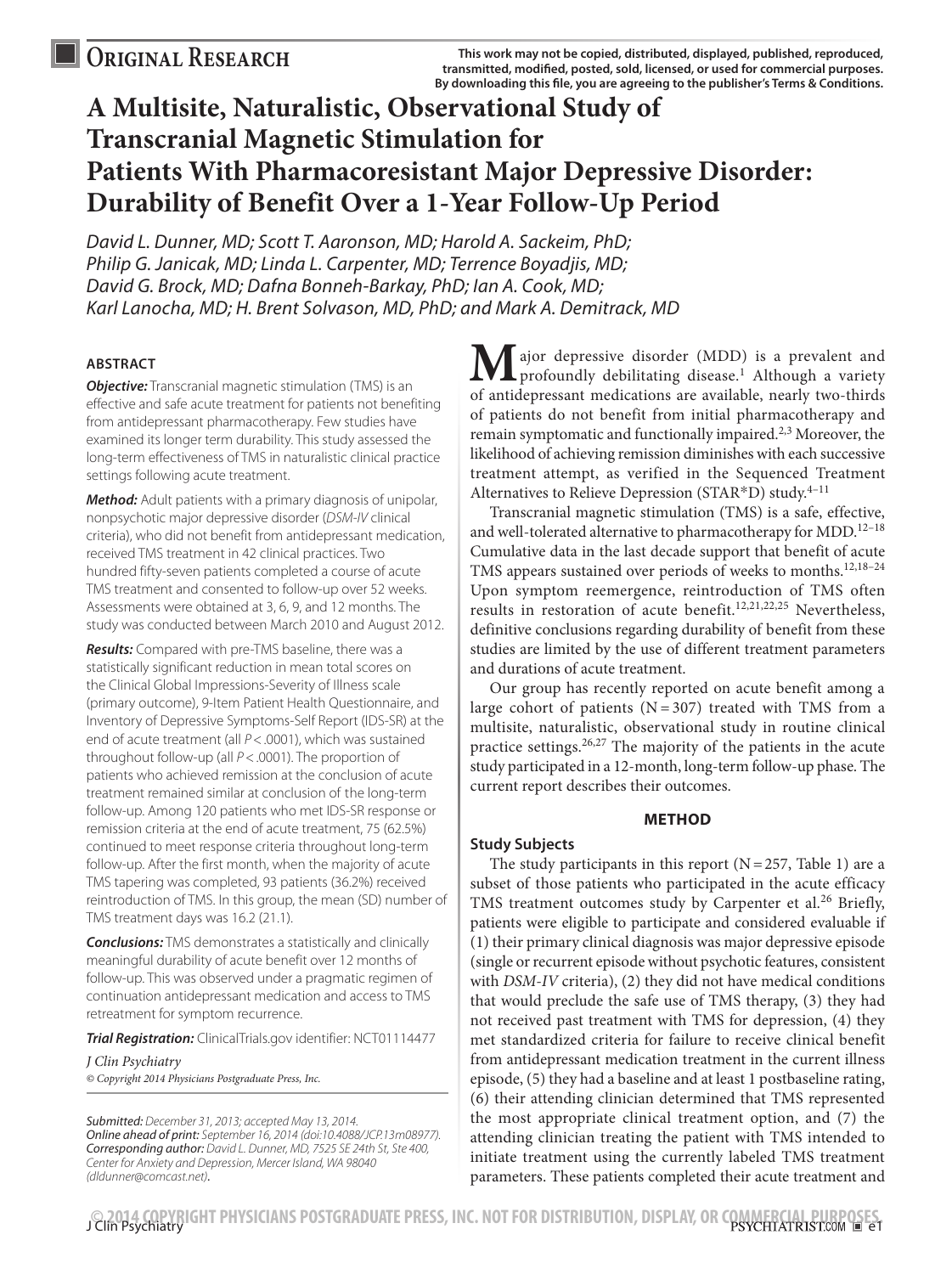Original Research

This work may not be copied, distributed, displayed, published, reproduced, transmitted, modified, posted, sold, licensed, or used for commercial purposes. By downloading this file, you are agreeing to the publisher's Terms & Conditions.

# A Multisite, Naturalistic, Observational Study of Transcranial Magnetic Stimulation for Patients With Pharmacoresistant Major Depressive Disorder: Durability of Benefit Over a 1-Year Follow-Up Period

*David L. Dunner, MD; Scott T. Aaronson, MD; Harold A. Sackeim, PhD; Philip G. Janicak, MD; Linda L. Carpenter, MD; Terrence Boyadjis, MD; David G. Brock, MD; Dafna Bonneh-Barkay, PhD; Ian A. Cook, MD; Karl Lanocha, MD; H. Brent Solvason, MD, PhD; and Mark A. Demitrack, MD*

## ABSTRACT

***Objective:*** Transcranial magnetic stimulation (TMS) is an effective and safe acute treatment for patients not benefiting from antidepressant pharmacotherapy. Few studies have examined its longer term durability. This study assessed the long-term effectiveness of TMS in naturalistic clinical practice settings following acute treatment.

***Method:*** Adult patients with a primary diagnosis of unipolar, nonpsychotic major depressive disorder (*DSM-IV* clinical criteria), who did not benefit from antidepressant medication, received TMS treatment in 42 clinical practices. Two hundred fifty-seven patients completed a course of acute TMS treatment and consented to follow-up over 52 weeks. Assessments were obtained at 3, 6, 9, and 12 months. The study was conducted between March 2010 and August 2012.

***Results:*** Compared with pre-TMS baseline, there was a statistically significant reduction in mean total scores on the Clinical Global Impressions-Severity of Illness scale (primary outcome), 9-Item Patient Health Questionnaire, and Inventory of Depressive Symptoms-Self Report (IDS-SR) at the end of acute treatment (all $P < .0001$), which was sustained throughout follow-up (all $P < .0001$). The proportion of patients who achieved remission at the conclusion of acute treatment remained similar at conclusion of the long-term follow-up. Among 120 patients who met IDS-SR response or remission criteria at the end of acute treatment, 75 (62.5%) continued to meet response criteria throughout long-term follow-up. After the first month, when the majority of acute TMS tapering was completed, 93 patients (36.2%) received reintroduction of TMS. In this group, the mean (SD) number of TMS treatment days was 16.2 (21.1).

***Conclusions:*** TMS demonstrates a statistically and clinically meaningful durability of acute benefit over 12 months of follow-up. This was observed under a pragmatic regimen of continuation antidepressant medication and access to TMS retreatment for symptom recurrence.

***Trial Registration:*** ClinicalTrials.gov identifier: NCT01114477

*J Clin Psychiatry*
*© Copyright 2014 Physicians Postgraduate Press, Inc.*

*Submitted:* December 31, 2013; accepted May 13, 2014.
*Online ahead of print:* September 16, 2014 (doi:10.4088/JCP.13m08977).
*Corresponding author:* David L. Dunner, MD, 7525 SE 24th St, Ste 400, Center for Anxiety and Depression, Mercer Island, WA 98040 (dldunner@comcast.net).

Major depressive disorder (MDD) is a prevalent and profoundly debilitating disease.[1] Although a variety of antidepressant medications are available, nearly two-thirds of patients do not benefit from initial pharmacotherapy and remain symptomatic and functionally impaired.[2,3] Moreover, the likelihood of achieving remission diminishes with each successive treatment attempt, as verified in the Sequenced Treatment Alternatives to Relieve Depression (STAR*D) study.[4–11]

Transcranial magnetic stimulation (TMS) is a safe, effective, and well-tolerated alternative to pharmacotherapy for MDD.[12–18] Cumulative data in the last decade support that benefit of acute TMS appears sustained over periods of weeks to months.[12,18–24] Upon symptom reemergence, reintroduction of TMS often results in restoration of acute benefit.[12,21,22,25] Nevertheless, definitive conclusions regarding durability of benefit from these studies are limited by the use of different treatment parameters and durations of acute treatment.

Our group has recently reported on acute benefit among a large cohort of patients (N = 307) treated with TMS from a multisite, naturalistic, observational study in routine clinical practice settings.[26,27] The majority of the patients in the acute study participated in a 12-month, long-term follow-up phase. The current report describes their outcomes.

## METHOD

### Study Subjects

The study participants in this report (N = 257, Table 1) are a subset of those patients who participated in the acute efficacy TMS treatment outcomes study by Carpenter et al.[26] Briefly, patients were eligible to participate and considered evaluable if (1) their primary clinical diagnosis was major depressive episode (single or recurrent episode without psychotic features, consistent with *DSM-IV* criteria), (2) they did not have medical conditions that would preclude the safe use of TMS therapy, (3) they had not received past treatment with TMS for depression, (4) they met standardized criteria for failure to receive clinical benefit from antidepressant medication treatment in the current illness episode, (5) they had a baseline and at least 1 postbaseline rating, (6) their attending clinician determined that TMS represented the most appropriate clinical treatment option, and (7) the attending clinician treating the patient with TMS intended to initiate treatment using the currently labeled TMS treatment parameters. These patients completed their acute treatment and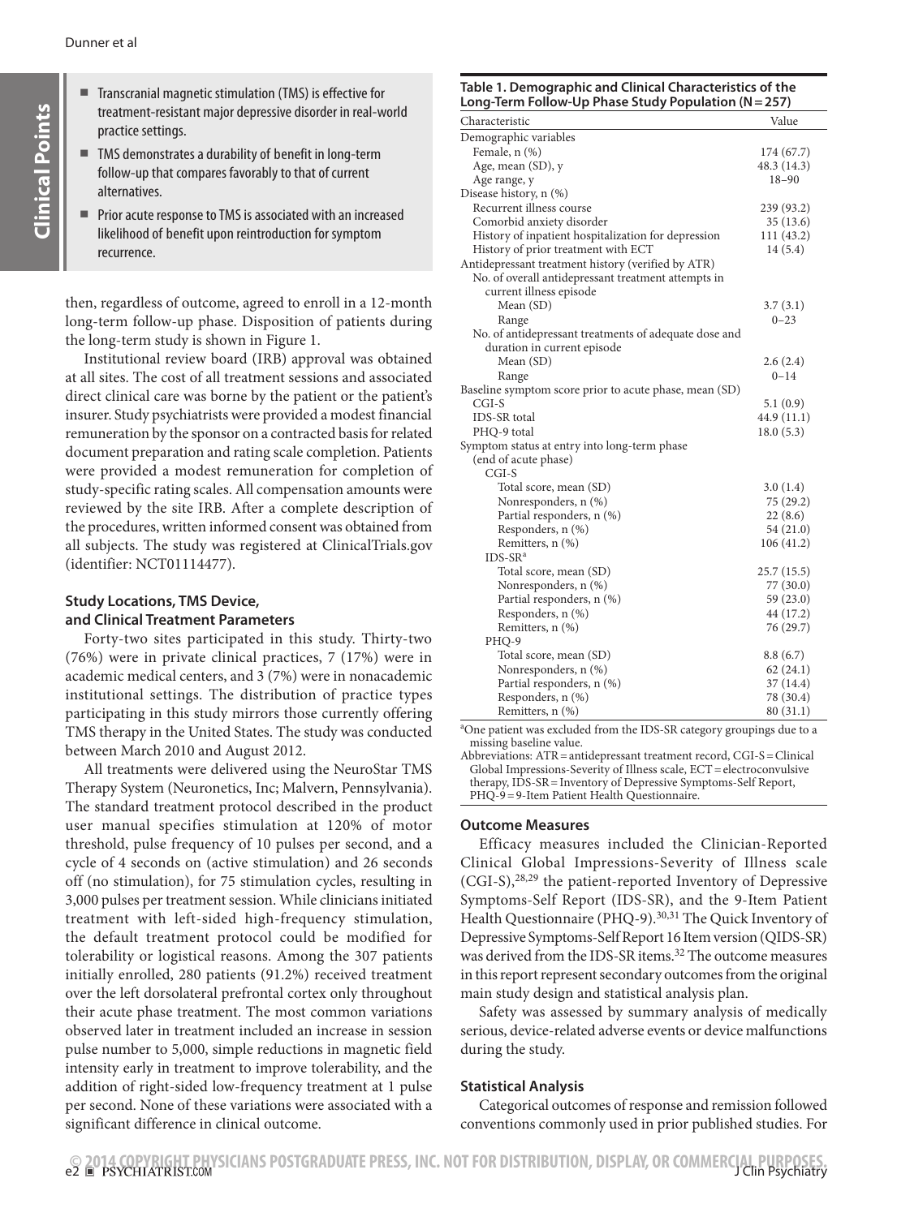## Clinical Points

- Transcranial magnetic stimulation (TMS) is effective for treatment-resistant major depressive disorder in real-world practice settings.
- TMS demonstrates a durability of benefit in long-term follow-up that compares favorably to that of current alternatives.
- Prior acute response to TMS is associated with an increased likelihood of benefit upon reintroduction for symptom recurrence.

then, regardless of outcome, agreed to enroll in a 12-month long-term follow-up phase. Disposition of patients during the long-term study is shown in Figure 1.

Institutional review board (IRB) approval was obtained at all sites. The cost of all treatment sessions and associated direct clinical care was borne by the patient or the patient's insurer. Study psychiatrists were provided a modest financial remuneration by the sponsor on a contracted basis for related document preparation and rating scale completion. Patients were provided a modest remuneration for completion of study-specific rating scales. All compensation amounts were reviewed by the site IRB. After a complete description of the procedures, written informed consent was obtained from all subjects. The study was registered at ClinicalTrials.gov (identifier: NCT01114477).

### Study Locations, TMS Device, and Clinical Treatment Parameters

Forty-two sites participated in this study. Thirty-two (76%) were in private clinical practices, 7 (17%) were in academic medical centers, and 3 (7%) were in nonacademic institutional settings. The distribution of practice types participating in this study mirrors those currently offering TMS therapy in the United States. The study was conducted between March 2010 and August 2012.

All treatments were delivered using the NeuroStar TMS Therapy System (Neuronetics, Inc; Malvern, Pennsylvania). The standard treatment protocol described in the product user manual specifies stimulation at 120% of motor threshold, pulse frequency of 10 pulses per second, and a cycle of 4 seconds on (active stimulation) and 26 seconds off (no stimulation), for 75 stimulation cycles, resulting in 3,000 pulses per treatment session. While clinicians initiated treatment with left-sided high-frequency stimulation, the default treatment protocol could be modified for tolerability or logistical reasons. Among the 307 patients initially enrolled, 280 patients (91.2%) received treatment over the left dorsolateral prefrontal cortex only throughout their acute phase treatment. The most common variations observed later in treatment included an increase in session pulse number to 5,000, simple reductions in magnetic field intensity early in treatment to improve tolerability, and the addition of right-sided low-frequency treatment at 1 pulse per second. None of these variations were associated with a significant difference in clinical outcome.

**Table 1. Demographic and Clinical Characteristics of the Long-Term Follow-Up Phase Study Population (N = 257)**

| Characteristic | Value |
|---|---|
| Demographic variables | |
| Female, n (%) | 174 (67.7) |
| Age, mean (SD), y | 48.3 (14.3) |
| Age range, y | 18–90 |
| Disease history, n (%) | |
| Recurrent illness course | 239 (93.2) |
| Comorbid anxiety disorder | 35 (13.6) |
| History of inpatient hospitalization for depression | 111 (43.2) |
| History of prior treatment with ECT | 14 (5.4) |
| Antidepressant treatment history (verified by ATR) | |
| No. of overall antidepressant treatment attempts in current illness episode | |
| Mean (SD) | 3.7 (3.1) |
| Range | 0–23 |
| No. of antidepressant treatments of adequate dose and duration in current episode | |
| Mean (SD) | 2.6 (2.4) |
| Range | 0–14 |
| Baseline symptom score prior to acute phase, mean (SD) | |
| CGI-S | 5.1 (0.9) |
| IDS-SR total | 44.9 (11.1) |
| PHQ-9 total | 18.0 (5.3) |
| Symptom status at entry into long-term phase (end of acute phase) | |
| CGI-S | |
| Total score, mean (SD) | 3.0 (1.4) |
| Nonresponders, n (%) | 75 (29.2) |
| Partial responders, n (%) | 22 (8.6) |
| Responders, n (%) | 54 (21.0) |
| Remitters, n (%) | 106 (41.2) |
| IDS-SR[a] | |
| Total score, mean (SD) | 25.7 (15.5) |
| Nonresponders, n (%) | 77 (30.0) |
| Partial responders, n (%) | 59 (23.0) |
| Responders, n (%) | 44 (17.2) |
| Remitters, n (%) | 76 (29.7) |
| PHQ-9 | |
| Total score, mean (SD) | 8.8 (6.7) |
| Nonresponders, n (%) | 62 (24.1) |
| Partial responders, n (%) | 37 (14.4) |
| Responders, n (%) | 78 (30.4) |
| Remitters, n (%) | 80 (31.1) |

[a]One patient was excluded from the IDS-SR category groupings due to a missing baseline value.

Abbreviations: ATR = antidepressant treatment record, CGI-S = Clinical Global Impressions-Severity of Illness scale, ECT = electroconvulsive therapy, IDS-SR = Inventory of Depressive Symptoms-Self Report, PHQ-9 = 9-Item Patient Health Questionnaire.

### Outcome Measures

Efficacy measures included the Clinician-Reported Clinical Global Impressions-Severity of Illness scale (CGI-S),[28,29] the patient-reported Inventory of Depressive Symptoms-Self Report (IDS-SR), and the 9-Item Patient Health Questionnaire (PHQ-9).[30,31] The Quick Inventory of Depressive Symptoms-Self Report 16 Item version (QIDS-SR) was derived from the IDS-SR items.[32] The outcome measures in this report represent secondary outcomes from the original main study design and statistical analysis plan.

Safety was assessed by summary analysis of medically serious, device-related adverse events or device malfunctions during the study.

### Statistical Analysis

Categorical outcomes of response and remission followed conventions commonly used in prior published studies. For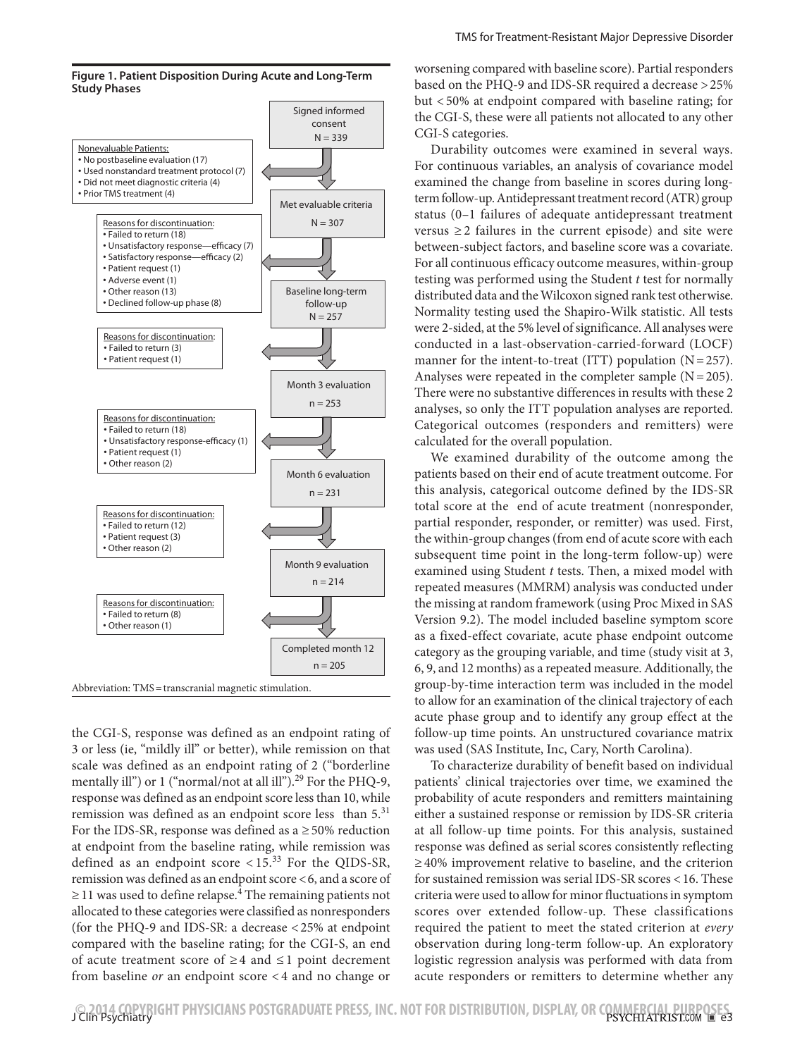**Figure 1. Patient Disposition During Acute and Long-Term Study Phases**

Signed informed consent N = 339

Nonevaluable Patients:
- No postbaseline evaluation (17)
- Used nonstandard treatment protocol (7)
- Did not meet diagnostic criteria (4)
- Prior TMS treatment (4)

Met evaluable criteria N = 307

Reasons for discontinuation:
- Failed to return (18)
- Unsatisfactory response—efficacy (7)
- Satisfactory response—efficacy (2)
- Patient request (1)
- Adverse event (1)
- Other reason (13)
- Declined follow-up phase (8)

Baseline long-term follow-up N = 257

Reasons for discontinuation:
- Failed to return (3)
- Patient request (1)

Month 3 evaluation n = 253

Reasons for discontinuation:
- Failed to return (18)
- Unsatisfactory response-efficacy (1)
- Patient request (1)
- Other reason (2)

Month 6 evaluation n = 231

Reasons for discontinuation:
- Failed to return (12)
- Patient request (3)
- Other reason (2)

Month 9 evaluation n = 214

Reasons for discontinuation:
- Failed to return (8)
- Other reason (1)

Completed month 12 n = 205

Abbreviation: TMS = transcranial magnetic stimulation.

the CGI-S, response was defined as an endpoint rating of 3 or less (ie, "mildly ill" or better), while remission on that scale was defined as an endpoint rating of 2 ("borderline mentally ill") or 1 ("normal/not at all ill").[29] For the PHQ-9, response was defined as an endpoint score less than 10, while remission was defined as an endpoint score less than 5.[31] For the IDS-SR, response was defined as a ≥ 50% reduction at endpoint from the baseline rating, while remission was defined as an endpoint score < 15.[33] For the QIDS-SR, remission was defined as an endpoint score < 6, and a score of ≥ 11 was used to define relapse.[4] The remaining patients not allocated to these categories were classified as nonresponders (for the PHQ-9 and IDS-SR: a decrease < 25% at endpoint compared with the baseline rating; for the CGI-S, an end of acute treatment score of ≥ 4 and ≤ 1 point decrement from baseline *or* an endpoint score < 4 and no change or worsening compared with baseline score). Partial responders based on the PHQ-9 and IDS-SR required a decrease > 25% but < 50% at endpoint compared with baseline rating; for the CGI-S, these were all patients not allocated to any other CGI-S categories.

Durability outcomes were examined in several ways. For continuous variables, an analysis of covariance model examined the change from baseline in scores during long-term follow-up. Antidepressant treatment record (ATR) group status (0–1 failures of adequate antidepressant treatment versus ≥ 2 failures in the current episode) and site were between-subject factors, and baseline score was a covariate. For all continuous efficacy outcome measures, within-group testing was performed using the Student *t* test for normally distributed data and the Wilcoxon signed rank test otherwise. Normality testing used the Shapiro-Wilk statistic. All tests were 2-sided, at the 5% level of significance. All analyses were conducted in a last-observation-carried-forward (LOCF) manner for the intent-to-treat (ITT) population (N = 257). Analyses were repeated in the completer sample (N = 205). There were no substantive differences in results with these 2 analyses, so only the ITT population analyses are reported. Categorical outcomes (responders and remitters) were calculated for the overall population.

We examined durability of the outcome among the patients based on their end of acute treatment outcome. For this analysis, categorical outcome defined by the IDS-SR total score at the end of acute treatment (nonresponder, partial responder, responder, or remitter) was used. First, the within-group changes (from end of acute score with each subsequent time point in the long-term follow-up) were examined using Student *t* tests. Then, a mixed model with repeated measures (MMRM) analysis was conducted under the missing at random framework (using Proc Mixed in SAS Version 9.2). The model included baseline symptom score as a fixed-effect covariate, acute phase endpoint outcome category as the grouping variable, and time (study visit at 3, 6, 9, and 12 months) as a repeated measure. Additionally, the group-by-time interaction term was included in the model to allow for an examination of the clinical trajectory of each acute phase group and to identify any group effect at the follow-up time points. An unstructured covariance matrix was used (SAS Institute, Inc, Cary, North Carolina).

To characterize durability of benefit based on individual patients' clinical trajectories over time, we examined the probability of acute responders and remitters maintaining either a sustained response or remission by IDS-SR criteria at all follow-up time points. For this analysis, sustained response was defined as serial scores consistently reflecting ≥ 40% improvement relative to baseline, and the criterion for sustained remission was serial IDS-SR scores < 16. These criteria were used to allow for minor fluctuations in symptom scores over extended follow-up. These classifications required the patient to meet the stated criterion at *every* observation during long-term follow-up. An exploratory logistic regression analysis was performed with data from acute responders or remitters to determine whether any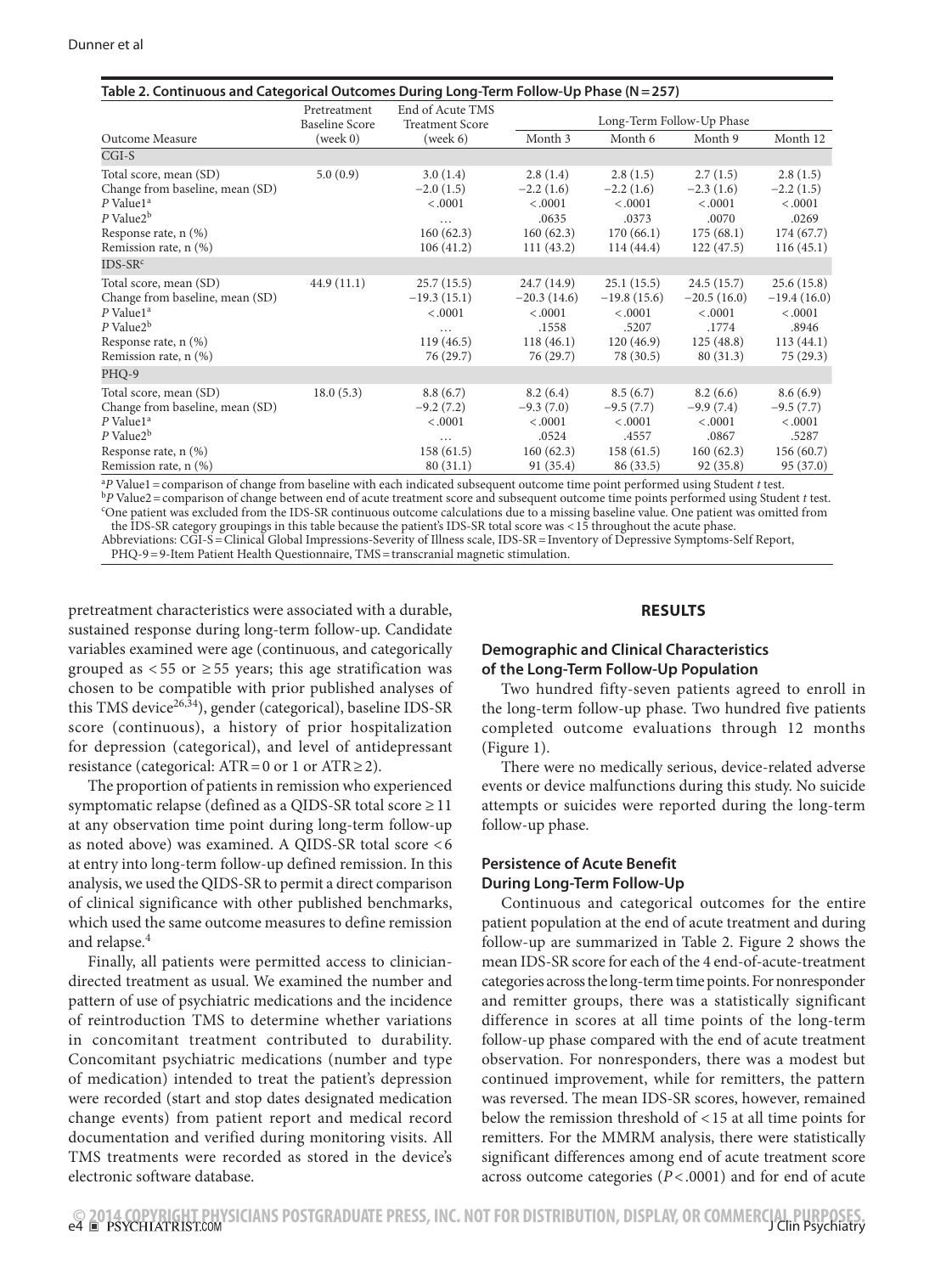**Table 2. Continuous and Categorical Outcomes During Long-Term Follow-Up Phase (N = 257)**

| Outcome Measure | Pretreatment Baseline Score (week 0) | End of Acute TMS Treatment Score (week 6) | Long-Term Follow-Up Phase Month 3 | Month 6 | Month 9 | Month 12 |
|---|---|---|---|---|---|---|
| **CGI-S** | | | | | | |
| Total score, mean (SD) | 5.0 (0.9) | 3.0 (1.4) | 2.8 (1.4) | 2.8 (1.5) | 2.7 (1.5) | 2.8 (1.5) |
| Change from baseline, mean (SD) | | −2.0 (1.5) | −2.2 (1.6) | −2.2 (1.6) | −2.3 (1.6) | −2.2 (1.5) |
| *P* Value1[a] | | <.0001 | <.0001 | <.0001 | <.0001 | <.0001 |
| *P* Value2[b] | | … | .0635 | .0373 | .0070 | .0269 |
| Response rate, n (%) | | 160 (62.3) | 160 (62.3) | 170 (66.1) | 175 (68.1) | 174 (67.7) |
| Remission rate, n (%) | | 106 (41.2) | 111 (43.2) | 114 (44.4) | 122 (47.5) | 116 (45.1) |
| **IDS-SR**[c] | | | | | | |
| Total score, mean (SD) | 44.9 (11.1) | 25.7 (15.5) | 24.7 (14.9) | 25.1 (15.5) | 24.5 (15.7) | 25.6 (15.8) |
| Change from baseline, mean (SD) | | −19.3 (15.1) | −20.3 (14.6) | −19.8 (15.6) | −20.5 (16.0) | −19.4 (16.0) |
| *P* Value1[a] | | <.0001 | <.0001 | <.0001 | <.0001 | <.0001 |
| *P* Value2[b] | | … | .1558 | .5207 | .1774 | .8946 |
| Response rate, n (%) | | 119 (46.5) | 118 (46.1) | 120 (46.9) | 125 (48.8) | 113 (44.1) |
| Remission rate, n (%) | | 76 (29.7) | 76 (29.7) | 78 (30.5) | 80 (31.3) | 75 (29.3) |
| **PHQ-9** | | | | | | |
| Total score, mean (SD) | 18.0 (5.3) | 8.8 (6.7) | 8.2 (6.4) | 8.5 (6.7) | 8.2 (6.6) | 8.6 (6.9) |
| Change from baseline, mean (SD) | | −9.2 (7.2) | −9.3 (7.0) | −9.5 (7.7) | −9.9 (7.4) | −9.5 (7.7) |
| *P* Value1[a] | | <.0001 | <.0001 | <.0001 | <.0001 | <.0001 |
| *P* Value2[b] | | … | .0524 | .4557 | .0867 | .5287 |
| Response rate, n (%) | | 158 (61.5) | 160 (62.3) | 158 (61.5) | 160 (62.3) | 156 (60.7) |
| Remission rate, n (%) | | 80 (31.1) | 91 (35.4) | 86 (33.5) | 92 (35.8) | 95 (37.0) |

[a]*P* Value1 = comparison of change from baseline with each indicated subsequent outcome time point performed using Student *t* test.
[b]*P* Value2 = comparison of change between end of acute treatment score and subsequent outcome time points performed using Student *t* test.
[c]One patient was excluded from the IDS-SR continuous outcome calculations due to a missing baseline value. One patient was omitted from the IDS-SR category groupings in this table because the patient's IDS-SR total score was < 15 throughout the acute phase.
Abbreviations: CGI-S = Clinical Global Impressions-Severity of Illness scale, IDS-SR = Inventory of Depressive Symptoms-Self Report, PHQ-9 = 9-Item Patient Health Questionnaire, TMS = transcranial magnetic stimulation.

pretreatment characteristics were associated with a durable, sustained response during long-term follow-up. Candidate variables examined were age (continuous, and categorically grouped as < 55 or ≥ 55 years; this age stratification was chosen to be compatible with prior published analyses of this TMS device[26,34]), gender (categorical), baseline IDS-SR score (continuous), a history of prior hospitalization for depression (categorical), and level of antidepressant resistance (categorical: ATR = 0 or 1 or ATR ≥ 2).

The proportion of patients in remission who experienced symptomatic relapse (defined as a QIDS-SR total score ≥ 11 at any observation time point during long-term follow-up as noted above) was examined. A QIDS-SR total score < 6 at entry into long-term follow-up defined remission. In this analysis, we used the QIDS-SR to permit a direct comparison of clinical significance with other published benchmarks, which used the same outcome measures to define remission and relapse.[4]

Finally, all patients were permitted access to clinician-directed treatment as usual. We examined the number and pattern of use of psychiatric medications and the incidence of reintroduction TMS to determine whether variations in concomitant treatment contributed to durability. Concomitant psychiatric medications (number and type of medication) intended to treat the patient's depression were recorded (start and stop dates designated medication change events) from patient report and medical record documentation and verified during monitoring visits. All TMS treatments were recorded as stored in the device's electronic software database.

## RESULTS

### Demographic and Clinical Characteristics of the Long-Term Follow-Up Population

Two hundred fifty-seven patients agreed to enroll in the long-term follow-up phase. Two hundred five patients completed outcome evaluations through 12 months (Figure 1).

There were no medically serious, device-related adverse events or device malfunctions during this study. No suicide attempts or suicides were reported during the long-term follow-up phase.

### Persistence of Acute Benefit During Long-Term Follow-Up

Continuous and categorical outcomes for the entire patient population at the end of acute treatment and during follow-up are summarized in Table 2. Figure 2 shows the mean IDS-SR score for each of the 4 end-of-acute-treatment categories across the long-term time points. For nonresponder and remitter groups, there was a statistically significant difference in scores at all time points of the long-term follow-up phase compared with the end of acute treatment observation. For nonresponders, there was a modest but continued improvement, while for remitters, the pattern was reversed. The mean IDS-SR scores, however, remained below the remission threshold of < 15 at all time points for remitters. For the MMRM analysis, there were statistically significant differences among end of acute treatment score across outcome categories ($P < .0001$) and for end of acute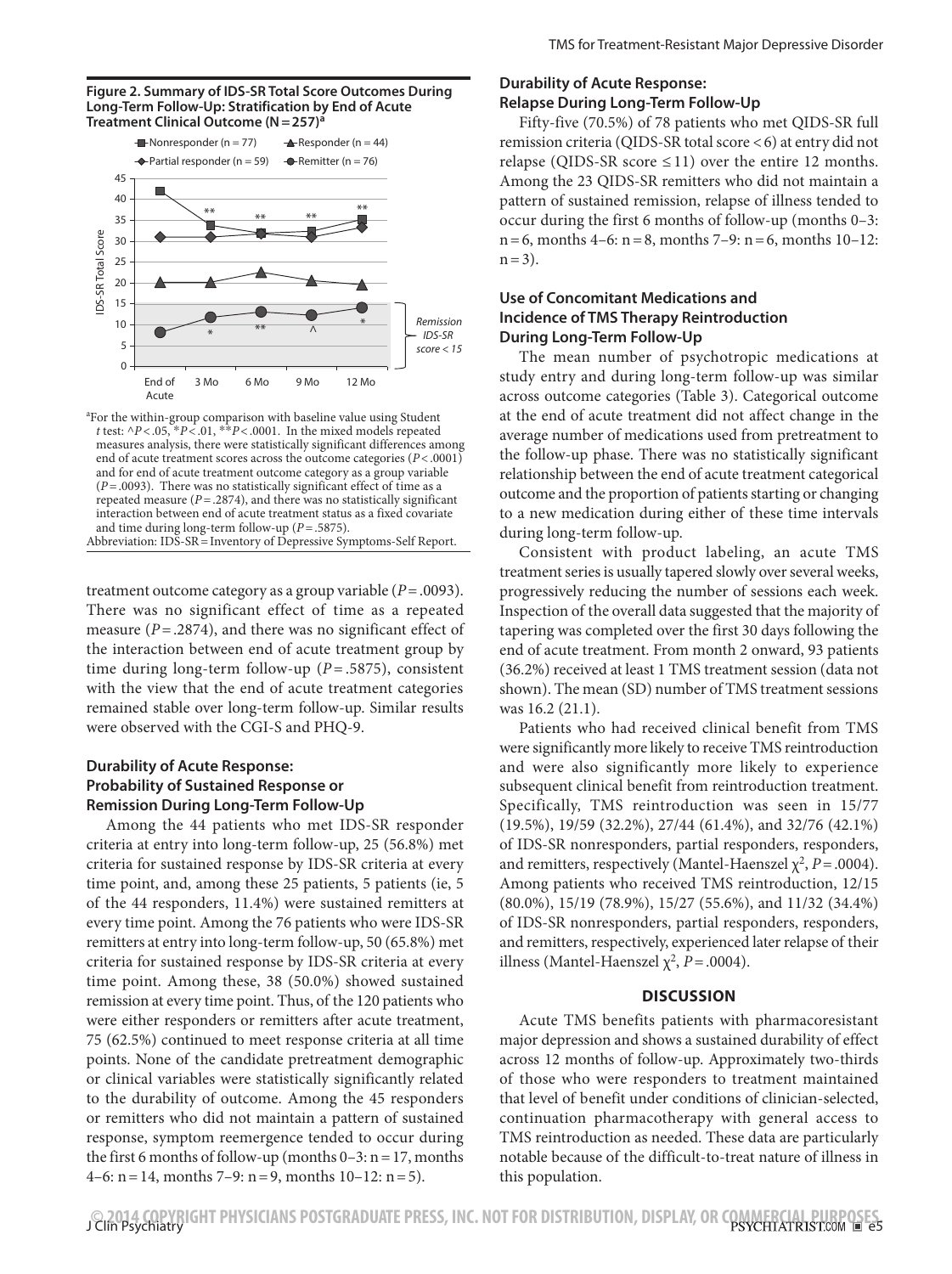**Figure 2. Summary of IDS-SR Total Score Outcomes During Long-Term Follow-Up: Stratification by End of Acute Treatment Clinical Outcome (N = 257)[a]**

[a]For the within-group comparison with baseline value using Student *t* test: ^$P < .05$, *$P < .01$, **$P < .0001$. In the mixed models repeated measures analysis, there were statistically significant differences among end of acute treatment scores across the outcome categories ($P < .0001$) and for end of acute treatment outcome category as a group variable ($P = .0093$). There was no statistically significant effect of time as a repeated measure ($P = .2874$), and there was no statistically significant interaction between end of acute treatment status as a fixed covariate and time during long-term follow-up ($P = .5875$).

Abbreviation: IDS-SR = Inventory of Depressive Symptoms-Self Report.

treatment outcome category as a group variable ($P = .0093$). There was no significant effect of time as a repeated measure ($P = .2874$), and there was no significant effect of the interaction between end of acute treatment group by time during long-term follow-up ($P = .5875$), consistent with the view that the end of acute treatment categories remained stable over long-term follow-up. Similar results were observed with the CGI-S and PHQ-9.

### Durability of Acute Response: Probability of Sustained Response or Remission During Long-Term Follow-Up

Among the 44 patients who met IDS-SR responder criteria at entry into long-term follow-up, 25 (56.8%) met criteria for sustained response by IDS-SR criteria at every time point, and, among these 25 patients, 5 patients (ie, 5 of the 44 responders, 11.4%) were sustained remitters at every time point. Among the 76 patients who were IDS-SR remitters at entry into long-term follow-up, 50 (65.8%) met criteria for sustained response by IDS-SR criteria at every time point. Among these, 38 (50.0%) showed sustained remission at every time point. Thus, of the 120 patients who were either responders or remitters after acute treatment, 75 (62.5%) continued to meet response criteria at all time points. None of the candidate pretreatment demographic or clinical variables were statistically significantly related to the durability of outcome. Among the 45 responders or remitters who did not maintain a pattern of sustained response, symptom reemergence tended to occur during the first 6 months of follow-up (months 0–3: n = 17, months 4–6: n = 14, months 7–9: n = 9, months 10–12: n = 5).

### Durability of Acute Response: Relapse During Long-Term Follow-Up

Fifty-five (70.5%) of 78 patients who met QIDS-SR full remission criteria (QIDS-SR total score < 6) at entry did not relapse (QIDS-SR score ≤ 11) over the entire 12 months. Among the 23 QIDS-SR remitters who did not maintain a pattern of sustained remission, relapse of illness tended to occur during the first 6 months of follow-up (months 0–3: n = 6, months 4–6: n = 8, months 7–9: n = 6, months 10–12: n = 3).

### Use of Concomitant Medications and Incidence of TMS Therapy Reintroduction During Long-Term Follow-Up

The mean number of psychotropic medications at study entry and during long-term follow-up was similar across outcome categories (Table 3). Categorical outcome at the end of acute treatment did not affect change in the average number of medications used from pretreatment to the follow-up phase. There was no statistically significant relationship between the end of acute treatment categorical outcome and the proportion of patients starting or changing to a new medication during either of these time intervals during long-term follow-up.

Consistent with product labeling, an acute TMS treatment series is usually tapered slowly over several weeks, progressively reducing the number of sessions each week. Inspection of the overall data suggested that the majority of tapering was completed over the first 30 days following the end of acute treatment. From month 2 onward, 93 patients (36.2%) received at least 1 TMS treatment session (data not shown). The mean (SD) number of TMS treatment sessions was 16.2 (21.1).

Patients who had received clinical benefit from TMS were significantly more likely to receive TMS reintroduction and were also significantly more likely to experience subsequent clinical benefit from reintroduction treatment. Specifically, TMS reintroduction was seen in 15/77 (19.5%), 19/59 (32.2%), 27/44 (61.4%), and 32/76 (42.1%) of IDS-SR nonresponders, partial responders, responders, and remitters, respectively (Mantel-Haenszel $\chi^2$, $P = .0004$). Among patients who received TMS reintroduction, 12/15 (80.0%), 15/19 (78.9%), 15/27 (55.6%), and 11/32 (34.4%) of IDS-SR nonresponders, partial responders, responders, and remitters, respectively, experienced later relapse of their illness (Mantel-Haenszel $\chi^2$, $P = .0004$).

## DISCUSSION

Acute TMS benefits patients with pharmacoresistant major depression and shows a sustained durability of effect across 12 months of follow-up. Approximately two-thirds of those who were responders to treatment maintained that level of benefit under conditions of clinician-selected, continuation pharmacotherapy with general access to TMS reintroduction as needed. These data are particularly notable because of the difficult-to-treat nature of illness in this population.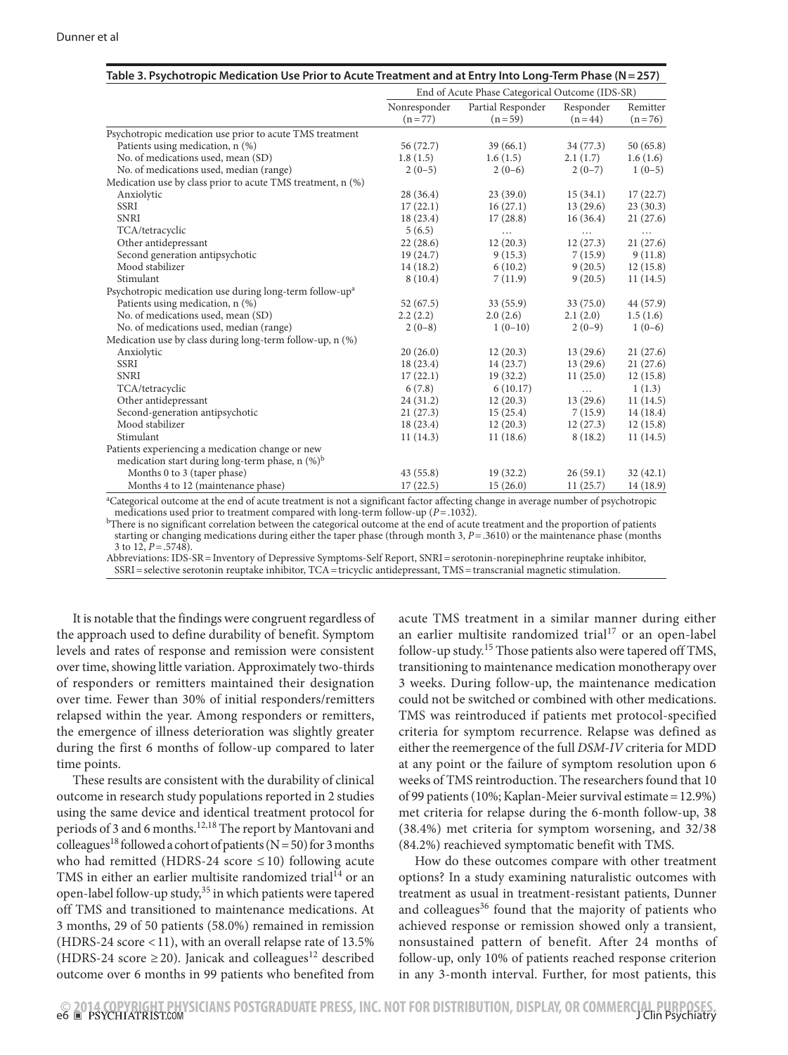**Table 3. Psychotropic Medication Use Prior to Acute Treatment and at Entry Into Long-Term Phase (N = 257)**

| | End of Acute Phase Categorical Outcome (IDS-SR) | | | |
|---|---|---|---|---|
| | Nonresponder (n = 77) | Partial Responder (n = 59) | Responder (n = 44) | Remitter (n = 76) |
| Psychotropic medication use prior to acute TMS treatment | | | | |
| Patients using medication, n (%) | 56 (72.7) | 39 (66.1) | 34 (77.3) | 50 (65.8) |
| No. of medications used, mean (SD) | 1.8 (1.5) | 1.6 (1.5) | 2.1 (1.7) | 1.6 (1.6) |
| No. of medications used, median (range) | 2 (0–5) | 2 (0–6) | 2 (0–7) | 1 (0–5) |
| Medication use by class prior to acute TMS treatment, n (%) | | | | |
| Anxiolytic | 28 (36.4) | 23 (39.0) | 15 (34.1) | 17 (22.7) |
| SSRI | 17 (22.1) | 16 (27.1) | 13 (29.6) | 23 (30.3) |
| SNRI | 18 (23.4) | 17 (28.8) | 16 (36.4) | 21 (27.6) |
| TCA/tetracyclic | 5 (6.5) | … | … | … |
| Other antidepressant | 22 (28.6) | 12 (20.3) | 12 (27.3) | 21 (27.6) |
| Second generation antipsychotic | 19 (24.7) | 9 (15.3) | 7 (15.9) | 9 (11.8) |
| Mood stabilizer | 14 (18.2) | 6 (10.2) | 9 (20.5) | 12 (15.8) |
| Stimulant | 8 (10.4) | 7 (11.9) | 9 (20.5) | 11 (14.5) |
| Psychotropic medication use during long-term follow-up[a] | | | | |
| Patients using medication, n (%) | 52 (67.5) | 33 (55.9) | 33 (75.0) | 44 (57.9) |
| No. of medications used, mean (SD) | 2.2 (2.2) | 2.0 (2.6) | 2.1 (2.0) | 1.5 (1.6) |
| No. of medications used, median (range) | 2 (0–8) | 1 (0–10) | 2 (0–9) | 1 (0–6) |
| Medication use by class during long-term follow-up, n (%) | | | | |
| Anxiolytic | 20 (26.0) | 12 (20.3) | 13 (29.6) | 21 (27.6) |
| SSRI | 18 (23.4) | 14 (23.7) | 13 (29.6) | 21 (27.6) |
| SNRI | 17 (22.1) | 19 (32.2) | 11 (25.0) | 12 (15.8) |
| TCA/tetracyclic | 6 (7.8) | 6 (10.17) | … | 1 (1.3) |
| Other antidepressant | 24 (31.2) | 12 (20.3) | 13 (29.6) | 11 (14.5) |
| Second-generation antipsychotic | 21 (27.3) | 15 (25.4) | 7 (15.9) | 14 (18.4) |
| Mood stabilizer | 18 (23.4) | 12 (20.3) | 12 (27.3) | 12 (15.8) |
| Stimulant | 11 (14.3) | 11 (18.6) | 8 (18.2) | 11 (14.5) |
| Patients experiencing a medication change or new medication start during long-term phase, n (%)[b] | | | | |
| Months 0 to 3 (taper phase) | 43 (55.8) | 19 (32.2) | 26 (59.1) | 32 (42.1) |
| Months 4 to 12 (maintenance phase) | 17 (22.5) | 15 (26.0) | 11 (25.7) | 14 (18.9) |

[a]Categorical outcome at the end of acute treatment is not a significant factor affecting change in average number of psychotropic medications used prior to treatment compared with long-term follow-up ($P = .1032$).

[b]There is no significant correlation between the categorical outcome at the end of acute treatment and the proportion of patients starting or changing medications during either the taper phase (through month 3, $P = .3610$) or the maintenance phase (months 3 to 12, $P = .5748$).

Abbreviations: IDS-SR = Inventory of Depressive Symptoms-Self Report, SNRI = serotonin-norepinephrine reuptake inhibitor, SSRI = selective serotonin reuptake inhibitor, TCA = tricyclic antidepressant, TMS = transcranial magnetic stimulation.

It is notable that the findings were congruent regardless of the approach used to define durability of benefit. Symptom levels and rates of response and remission were consistent over time, showing little variation. Approximately two-thirds of responders or remitters maintained their designation over time. Fewer than 30% of initial responders/remitters relapsed within the year. Among responders or remitters, the emergence of illness deterioration was slightly greater during the first 6 months of follow-up compared to later time points.

These results are consistent with the durability of clinical outcome in research study populations reported in 2 studies using the same device and identical treatment protocol for periods of 3 and 6 months.[12,18] The report by Mantovani and colleagues[18] followed a cohort of patients (N = 50) for 3 months who had remitted (HDRS-24 score ≤ 10) following acute TMS in either an earlier multisite randomized trial[14] or an open-label follow-up study,[35] in which patients were tapered off TMS and transitioned to maintenance medications. At 3 months, 29 of 50 patients (58.0%) remained in remission (HDRS-24 score < 11), with an overall relapse rate of 13.5% (HDRS-24 score ≥ 20). Janicak and colleagues[12] described outcome over 6 months in 99 patients who benefited from acute TMS treatment in a similar manner during either an earlier multisite randomized trial[17] or an open-label follow-up study.[15] Those patients also were tapered off TMS, transitioning to maintenance medication monotherapy over 3 weeks. During follow-up, the maintenance medication could not be switched or combined with other medications. TMS was reintroduced if patients met protocol-specified criteria for symptom recurrence. Relapse was defined as either the reemergence of the full *DSM-IV* criteria for MDD at any point or the failure of symptom resolution upon 6 weeks of TMS reintroduction. The researchers found that 10 of 99 patients (10%; Kaplan-Meier survival estimate = 12.9%) met criteria for relapse during the 6-month follow-up, 38 (38.4%) met criteria for symptom worsening, and 32/38 (84.2%) reachieved symptomatic benefit with TMS.

How do these outcomes compare with other treatment options? In a study examining naturalistic outcomes with treatment as usual in treatment-resistant patients, Dunner and colleagues[36] found that the majority of patients who achieved response or remission showed only a transient, nonsustained pattern of benefit. After 24 months of follow-up, only 10% of patients reached response criterion in any 3-month interval. Further, for most patients, this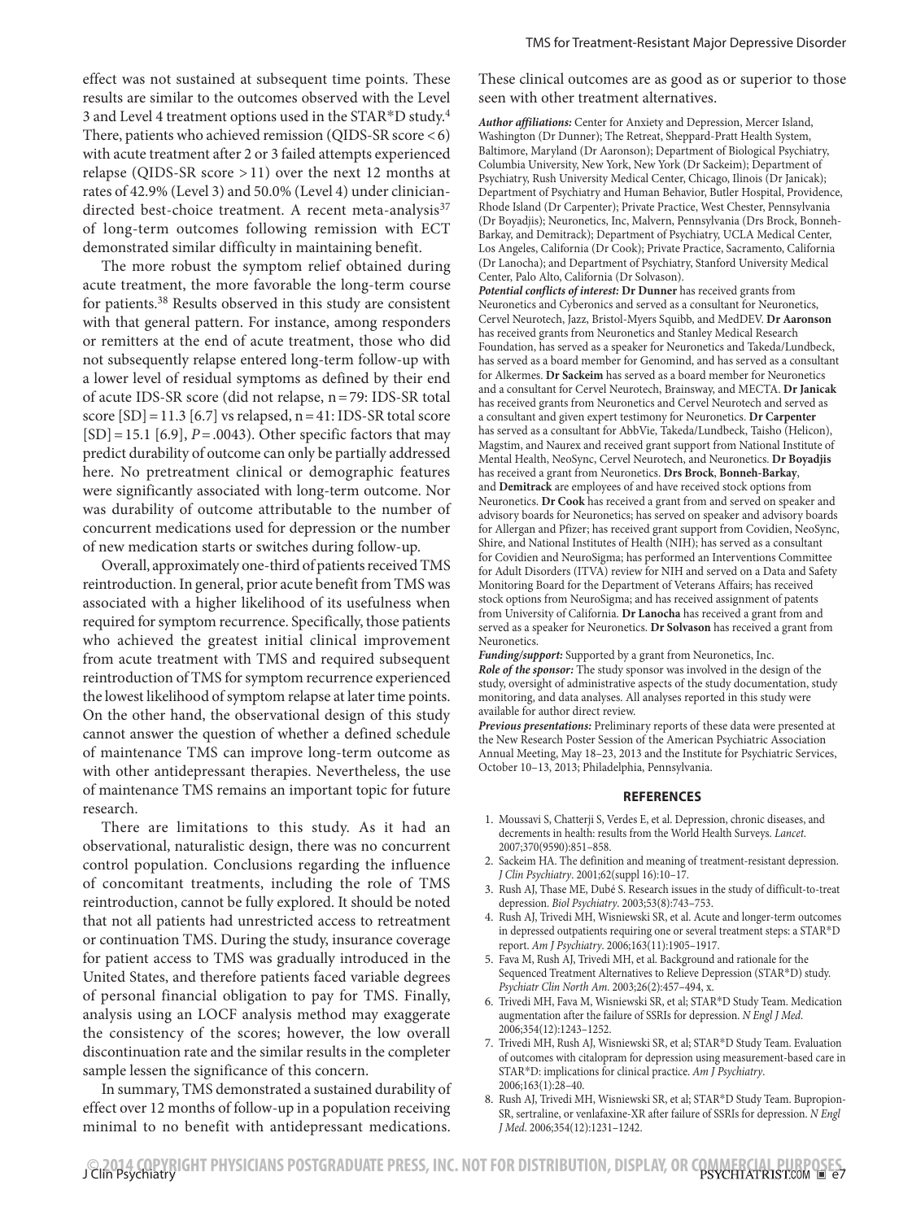effect was not sustained at subsequent time points. These results are similar to the outcomes observed with the Level 3 and Level 4 treatment options used in the STAR*D study.[4] There, patients who achieved remission (QIDS-SR score < 6) with acute treatment after 2 or 3 failed attempts experienced relapse (QIDS-SR score > 11) over the next 12 months at rates of 42.9% (Level 3) and 50.0% (Level 4) under clinician-directed best-choice treatment. A recent meta-analysis[37] of long-term outcomes following remission with ECT demonstrated similar difficulty in maintaining benefit.

The more robust the symptom relief obtained during acute treatment, the more favorable the long-term course for patients.[38] Results observed in this study are consistent with that general pattern. For instance, among responders or remitters at the end of acute treatment, those who did not subsequently relapse entered long-term follow-up with a lower level of residual symptoms as defined by their end of acute IDS-SR score (did not relapse, n = 79: IDS-SR total score [SD] = 11.3 [6.7] vs relapsed, n = 41: IDS-SR total score [SD] = 15.1 [6.9], P = .0043). Other specific factors that may predict durability of outcome can only be partially addressed here. No pretreatment clinical or demographic features were significantly associated with long-term outcome. Nor was durability of outcome attributable to the number of concurrent medications used for depression or the number of new medication starts or switches during follow-up.

Overall, approximately one-third of patients received TMS reintroduction. In general, prior acute benefit from TMS was associated with a higher likelihood of its usefulness when required for symptom recurrence. Specifically, those patients who achieved the greatest initial clinical improvement from acute treatment with TMS and required subsequent reintroduction of TMS for symptom recurrence experienced the lowest likelihood of symptom relapse at later time points. On the other hand, the observational design of this study cannot answer the question of whether a defined schedule of maintenance TMS can improve long-term outcome as with other antidepressant therapies. Nevertheless, the use of maintenance TMS remains an important topic for future research.

There are limitations to this study. As it had an observational, naturalistic design, there was no concurrent control population. Conclusions regarding the influence of concomitant treatments, including the role of TMS reintroduction, cannot be fully explored. It should be noted that not all patients had unrestricted access to retreatment or continuation TMS. During the study, insurance coverage for patient access to TMS was gradually introduced in the United States, and therefore patients faced variable degrees of personal financial obligation to pay for TMS. Finally, analysis using an LOCF analysis method may exaggerate the consistency of the scores; however, the low overall discontinuation rate and the similar results in the completer sample lessen the significance of this concern.

In summary, TMS demonstrated a sustained durability of effect over 12 months of follow-up in a population receiving minimal to no benefit with antidepressant medications. These clinical outcomes are as good as or superior to those seen with other treatment alternatives.

***Author affiliations:*** Center for Anxiety and Depression, Mercer Island, Washington (Dr Dunner); The Retreat, Sheppard-Pratt Health System, Baltimore, Maryland (Dr Aaronson); Department of Biological Psychiatry, Columbia University, New York, New York (Dr Sackeim); Department of Psychiatry, Rush University Medical Center, Chicago, Ilinois (Dr Janicak); Department of Psychiatry and Human Behavior, Butler Hospital, Providence, Rhode Island (Dr Carpenter); Private Practice, West Chester, Pennsylvania (Dr Boyadjis); Neuronetics, Inc, Malvern, Pennsylvania (Drs Brock, Bonneh-Barkay, and Demitrack); Department of Psychiatry, UCLA Medical Center, Los Angeles, California (Dr Cook); Private Practice, Sacramento, California (Dr Lanocha); and Department of Psychiatry, Stanford University Medical Center, Palo Alto, California (Dr Solvason).

***Potential conflicts of interest:*** **Dr Dunner** has received grants from Neuronetics and Cyberonics and served as a consultant for Neuronetics, Cervel Neurotech, Jazz, Bristol-Myers Squibb, and MedDEV. **Dr Aaronson** has received grants from Neuronetics and Stanley Medical Research Foundation, has served as a speaker for Neuronetics and Takeda/Lundbeck, has served as a board member for Genomind, and has served as a consultant for Alkermes. **Dr Sackeim** has served as a board member for Neuronetics and a consultant for Cervel Neurotech, Brainsway, and MECTA. **Dr Janicak** has received grants from Neuronetics and Cervel Neurotech and served as a consultant and given expert testimony for Neuronetics. **Dr Carpenter** has served as a consultant for AbbVie, Takeda/Lundbeck, Taisho (Helicon), Magstim, and Naurex and received grant support from National Institute of Mental Health, NeoSync, Cervel Neurotech, and Neuronetics. **Dr Boyadjis** has received a grant from Neuronetics. **Drs Brock**, **Bonneh-Barkay**, and **Demitrack** are employees of and have received stock options from Neuronetics. **Dr Cook** has received a grant from and served on speaker and advisory boards for Neuronetics; has served on speaker and advisory boards for Allergan and Pfizer; has received grant support from Covidien, NeoSync, Shire, and National Institutes of Health (NIH); has served as a consultant for Covidien and NeuroSigma; has performed an Interventions Committee for Adult Disorders (ITVA) review for NIH and served on a Data and Safety Monitoring Board for the Department of Veterans Affairs; has received stock options from NeuroSigma; and has received assignment of patents from University of California. **Dr Lanocha** has received a grant from and served as a speaker for Neuronetics. **Dr Solvason** has received a grant from Neuronetics.

***Funding/support:*** Supported by a grant from Neuronetics, Inc.

***Role of the sponsor:*** The study sponsor was involved in the design of the study, oversight of administrative aspects of the study documentation, study monitoring, and data analyses. All analyses reported in this study were available for author direct review.

***Previous presentations:*** Preliminary reports of these data were presented at the New Research Poster Session of the American Psychiatric Association Annual Meeting, May 18–23, 2013 and the Institute for Psychiatric Services, October 10–13, 2013; Philadelphia, Pennsylvania.

## REFERENCES

1. Moussavi S, Chatterji S, Verdes E, et al. Depression, chronic diseases, and decrements in health: results from the World Health Surveys. *Lancet*. 2007;370(9590):851–858.
2. Sackeim HA. The definition and meaning of treatment-resistant depression. *J Clin Psychiatry*. 2001;62(suppl 16):10–17.
3. Rush AJ, Thase ME, Dubé S. Research issues in the study of difficult-to-treat depression. *Biol Psychiatry*. 2003;53(8):743–753.
4. Rush AJ, Trivedi MH, Wisniewski SR, et al. Acute and longer-term outcomes in depressed outpatients requiring one or several treatment steps: a STAR*D report. *Am J Psychiatry*. 2006;163(11):1905–1917.
5. Fava M, Rush AJ, Trivedi MH, et al. Background and rationale for the Sequenced Treatment Alternatives to Relieve Depression (STAR*D) study. *Psychiatr Clin North Am*. 2003;26(2):457–494, x.
6. Trivedi MH, Fava M, Wisniewski SR, et al; STAR*D Study Team. Medication augmentation after the failure of SSRIs for depression. *N Engl J Med*. 2006;354(12):1243–1252.
7. Trivedi MH, Rush AJ, Wisniewski SR, et al; STAR*D Study Team. Evaluation of outcomes with citalopram for depression using measurement-based care in STAR*D: implications for clinical practice. *Am J Psychiatry*. 2006;163(1):28–40.
8. Rush AJ, Trivedi MH, Wisniewski SR, et al; STAR*D Study Team. Bupropion-SR, sertraline, or venlafaxine-XR after failure of SSRIs for depression. *N Engl J Med*. 2006;354(12):1231–1242.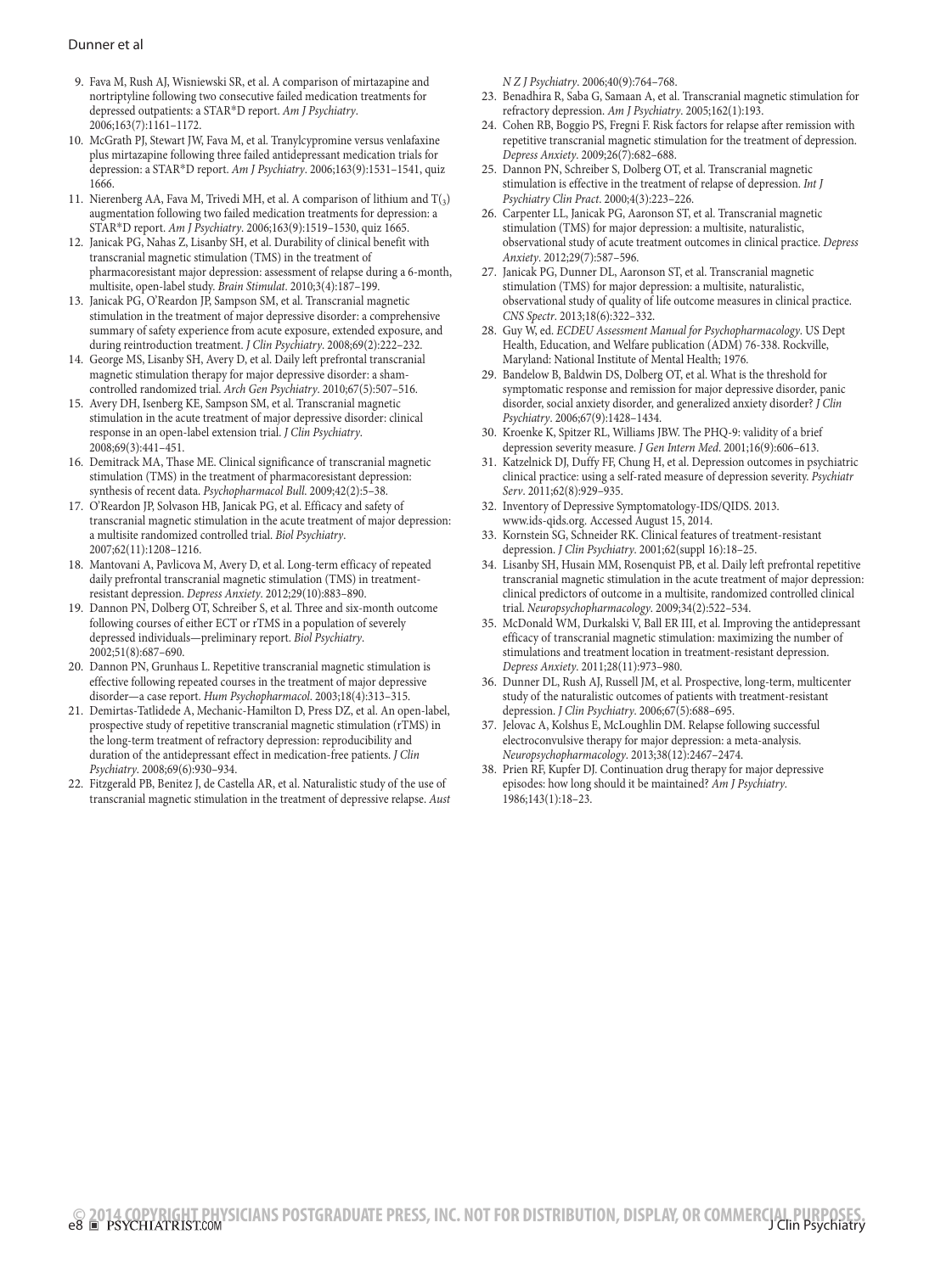9. Fava M, Rush AJ, Wisniewski SR, et al. A comparison of mirtazapine and nortriptyline following two consecutive failed medication treatments for depressed outpatients: a STAR*D report. *Am J Psychiatry*. 2006;163(7):1161–1172.
10. McGrath PJ, Stewart JW, Fava M, et al. Tranylcypromine versus venlafaxine plus mirtazapine following three failed antidepressant medication trials for depression: a STAR*D report. *Am J Psychiatry*. 2006;163(9):1531–1541, quiz 1666.
11. Nierenberg AA, Fava M, Trivedi MH, et al. A comparison of lithium and $T_{(3)}$ augmentation following two failed medication treatments for depression: a STAR*D report. *Am J Psychiatry*. 2006;163(9):1519–1530, quiz 1665.
12. Janicak PG, Nahas Z, Lisanby SH, et al. Durability of clinical benefit with transcranial magnetic stimulation (TMS) in the treatment of pharmacoresistant major depression: assessment of relapse during a 6-month, multisite, open-label study. *Brain Stimulat*. 2010;3(4):187–199.
13. Janicak PG, O'Reardon JP, Sampson SM, et al. Transcranial magnetic stimulation in the treatment of major depressive disorder: a comprehensive summary of safety experience from acute exposure, extended exposure, and during reintroduction treatment. *J Clin Psychiatry*. 2008;69(2):222–232.
14. George MS, Lisanby SH, Avery D, et al. Daily left prefrontal transcranial magnetic stimulation therapy for major depressive disorder: a sham-controlled randomized trial. *Arch Gen Psychiatry*. 2010;67(5):507–516.
15. Avery DH, Isenberg KE, Sampson SM, et al. Transcranial magnetic stimulation in the acute treatment of major depressive disorder: clinical response in an open-label extension trial. *J Clin Psychiatry*. 2008;69(3):441–451.
16. Demitrack MA, Thase ME. Clinical significance of transcranial magnetic stimulation (TMS) in the treatment of pharmacoresistant depression: synthesis of recent data. *Psychopharmacol Bull*. 2009;42(2):5–38.
17. O'Reardon JP, Solvason HB, Janicak PG, et al. Efficacy and safety of transcranial magnetic stimulation in the acute treatment of major depression: a multisite randomized controlled trial. *Biol Psychiatry*. 2007;62(11):1208–1216.
18. Mantovani A, Pavlicova M, Avery D, et al. Long-term efficacy of repeated daily prefrontal transcranial magnetic stimulation (TMS) in treatment-resistant depression. *Depress Anxiety*. 2012;29(10):883–890.
19. Dannon PN, Dolberg OT, Schreiber S, et al. Three and six-month outcome following courses of either ECT or rTMS in a population of severely depressed individuals—preliminary report. *Biol Psychiatry*. 2002;51(8):687–690.
20. Dannon PN, Grunhaus L. Repetitive transcranial magnetic stimulation is effective following repeated courses in the treatment of major depressive disorder—a case report. *Hum Psychopharmacol*. 2003;18(4):313–315.
21. Demirtas-Tatlidede A, Mechanic-Hamilton D, Press DZ, et al. An open-label, prospective study of repetitive transcranial magnetic stimulation (rTMS) in the long-term treatment of refractory depression: reproducibility and duration of the antidepressant effect in medication-free patients. *J Clin Psychiatry*. 2008;69(6):930–934.
22. Fitzgerald PB, Benitez J, de Castella AR, et al. Naturalistic study of the use of transcranial magnetic stimulation in the treatment of depressive relapse. *Aust N Z J Psychiatry*. 2006;40(9):764–768.
23. Benadhira R, Saba G, Samaan A, et al. Transcranial magnetic stimulation for refractory depression. *Am J Psychiatry*. 2005;162(1):193.
24. Cohen RB, Boggio PS, Fregni F. Risk factors for relapse after remission with repetitive transcranial magnetic stimulation for the treatment of depression. *Depress Anxiety*. 2009;26(7):682–688.
25. Dannon PN, Schreiber S, Dolberg OT, et al. Transcranial magnetic stimulation is effective in the treatment of relapse of depression. *Int J Psychiatry Clin Pract*. 2000;4(3):223–226.
26. Carpenter LL, Janicak PG, Aaronson ST, et al. Transcranial magnetic stimulation (TMS) for major depression: a multisite, naturalistic, observational study of acute treatment outcomes in clinical practice. *Depress Anxiety*. 2012;29(7):587–596.
27. Janicak PG, Dunner DL, Aaronson ST, et al. Transcranial magnetic stimulation (TMS) for major depression: a multisite, naturalistic, observational study of quality of life outcome measures in clinical practice. *CNS Spectr*. 2013;18(6):322–332.
28. Guy W, ed. *ECDEU Assessment Manual for Psychopharmacology*. US Dept Health, Education, and Welfare publication (ADM) 76-338. Rockville, Maryland: National Institute of Mental Health; 1976.
29. Bandelow B, Baldwin DS, Dolberg OT, et al. What is the threshold for symptomatic response and remission for major depressive disorder, panic disorder, social anxiety disorder, and generalized anxiety disorder? *J Clin Psychiatry*. 2006;67(9):1428–1434.
30. Kroenke K, Spitzer RL, Williams JBW. The PHQ-9: validity of a brief depression severity measure. *J Gen Intern Med*. 2001;16(9):606–613.
31. Katzelnick DJ, Duffy FF, Chung H, et al. Depression outcomes in psychiatric clinical practice: using a self-rated measure of depression severity. *Psychiatr Serv*. 2011;62(8):929–935.
32. Inventory of Depressive Symptomatology-IDS/QIDS. 2013. www.ids-qids.org. Accessed August 15, 2014.
33. Kornstein SG, Schneider RK. Clinical features of treatment-resistant depression. *J Clin Psychiatry*. 2001;62(suppl 16):18–25.
34. Lisanby SH, Husain MM, Rosenquist PB, et al. Daily left prefrontal repetitive transcranial magnetic stimulation in the acute treatment of major depression: clinical predictors of outcome in a multisite, randomized controlled clinical trial. *Neuropsychopharmacology*. 2009;34(2):522–534.
35. McDonald WM, Durkalski V, Ball ER III, et al. Improving the antidepressant efficacy of transcranial magnetic stimulation: maximizing the number of stimulations and treatment location in treatment-resistant depression. *Depress Anxiety*. 2011;28(11):973–980.
36. Dunner DL, Rush AJ, Russell JM, et al. Prospective, long-term, multicenter study of the naturalistic outcomes of patients with treatment-resistant depression. *J Clin Psychiatry*. 2006;67(5):688–695.
37. Jelovac A, Kolshus E, McLoughlin DM. Relapse following successful electroconvulsive therapy for major depression: a meta-analysis. *Neuropsychopharmacology*. 2013;38(12):2467–2474.
38. Prien RF, Kupfer DJ. Continuation drug therapy for major depressive episodes: how long should it be maintained? *Am J Psychiatry*. 1986;143(1):18–23.

© 2014 COPYRIGHT PHYSICIANS POSTGRADUATE PRESS, INC. NOT FOR DISTRIBUTION, DISPLAY, OR COMMERCIAL PURPOSES.